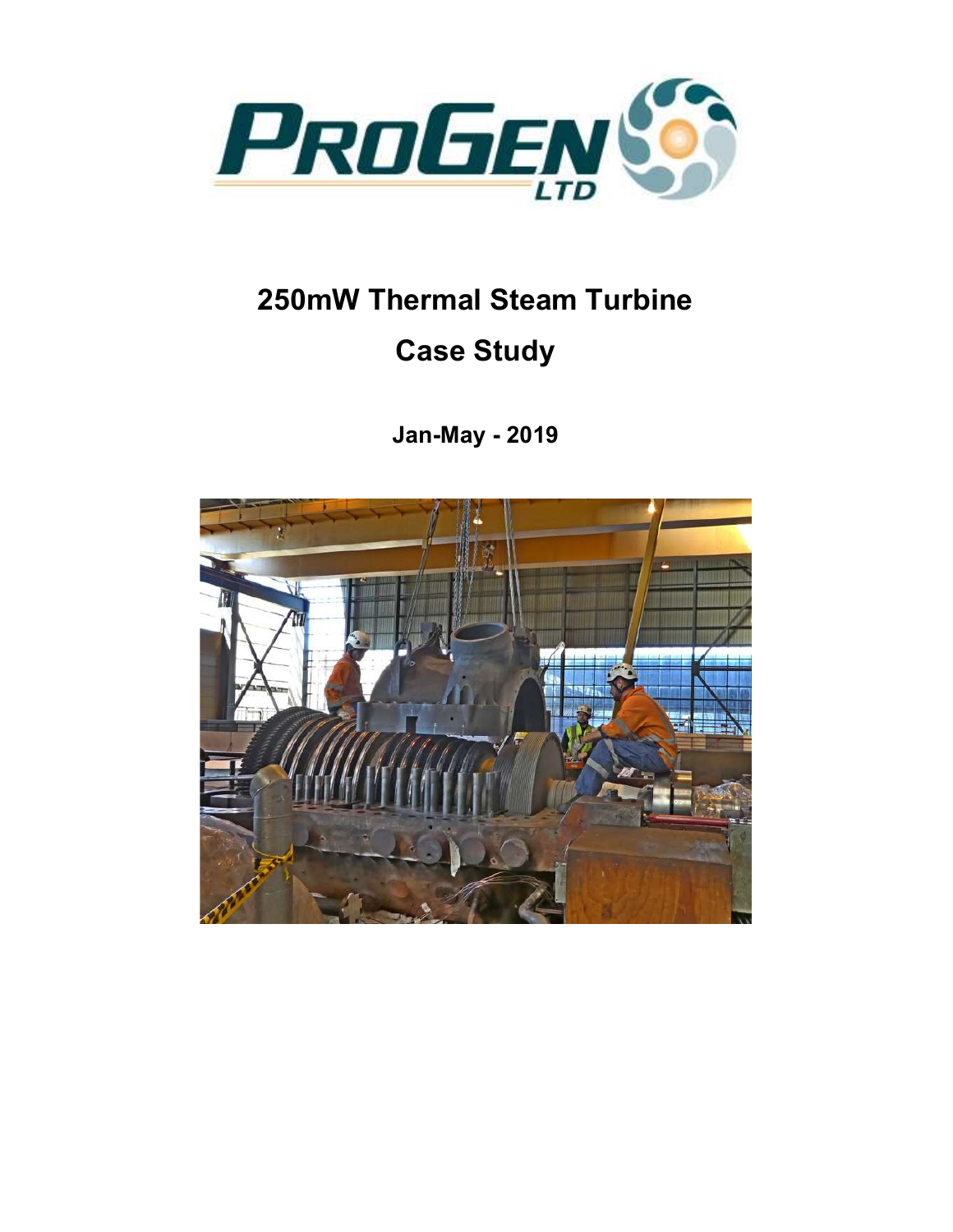# 250mW Thermal Steam Turbine

# Case Study

**Jan-May - 2019**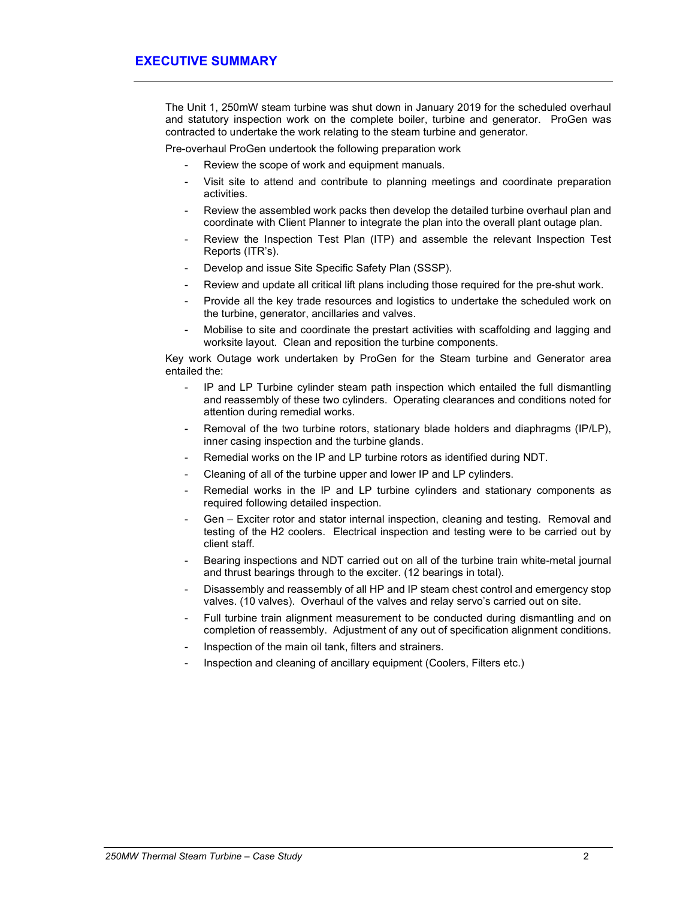# EXECUTIVE SUMMARY

The Unit 1, 250mW steam turbine was shut down in January 2019 for the scheduled overhaul and statutory inspection work on the complete boiler, turbine and generator. ProGen was contracted to undertake the work relating to the steam turbine and generator.

Pre-overhaul ProGen undertook the following preparation work

- Review the scope of work and equipment manuals.
- Visit site to attend and contribute to planning meetings and coordinate preparation activities.
- Review the assembled work packs then develop the detailed turbine overhaul plan and coordinate with Client Planner to integrate the plan into the overall plant outage plan.
- Review the Inspection Test Plan (ITP) and assemble the relevant Inspection Test Reports (ITR's).
- Develop and issue Site Specific Safety Plan (SSSP).
- Review and update all critical lift plans including those required for the pre-shut work.
- Provide all the key trade resources and logistics to undertake the scheduled work on the turbine, generator, ancillaries and valves.
- Mobilise to site and coordinate the prestart activities with scaffolding and lagging and worksite layout. Clean and reposition the turbine components.

Key work Outage work undertaken by ProGen for the Steam turbine and Generator area entailed the:

- IP and LP Turbine cylinder steam path inspection which entailed the full dismantling and reassembly of these two cylinders. Operating clearances and conditions noted for attention during remedial works.
- Removal of the two turbine rotors, stationary blade holders and diaphragms (IP/LP), inner casing inspection and the turbine glands.
- Remedial works on the IP and LP turbine rotors as identified during NDT.
- Cleaning of all of the turbine upper and lower IP and LP cylinders.
- Remedial works in the IP and LP turbine cylinders and stationary components as required following detailed inspection.
- Gen – Exciter rotor and stator internal inspection, cleaning and testing. Removal and testing of the H2 coolers. Electrical inspection and testing were to be carried out by client staff.
- Bearing inspections and NDT carried out on all of the turbine train white-metal journal and thrust bearings through to the exciter. (12 bearings in total).
- Disassembly and reassembly of all HP and IP steam chest control and emergency stop valves. (10 valves). Overhaul of the valves and relay servo's carried out on site.
- Full turbine train alignment measurement to be conducted during dismantling and on completion of reassembly. Adjustment of any out of specification alignment conditions.
- Inspection of the main oil tank, filters and strainers.
- Inspection and cleaning of ancillary equipment (Coolers, Filters etc.)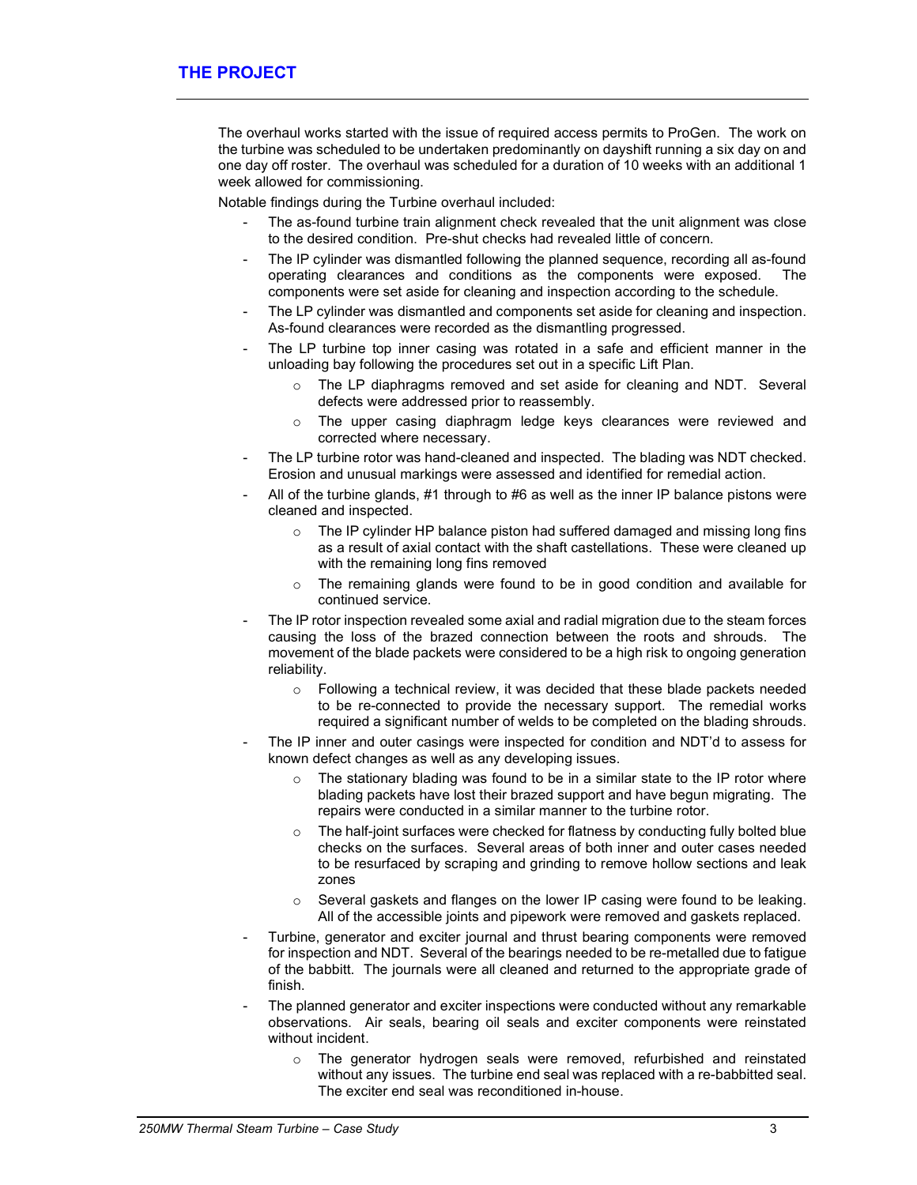## THE PROJECT

The overhaul works started with the issue of required access permits to ProGen. The work on the turbine was scheduled to be undertaken predominantly on dayshift running a six day on and one day off roster. The overhaul was scheduled for a duration of 10 weeks with an additional 1 week allowed for commissioning.

Notable findings during the Turbine overhaul included:

- The as-found turbine train alignment check revealed that the unit alignment was close to the desired condition. Pre-shut checks had revealed little of concern.
- The IP cylinder was dismantled following the planned sequence, recording all as-found operating clearances and conditions as the components were exposed. The components were set aside for cleaning and inspection according to the schedule.
- The LP cylinder was dismantled and components set aside for cleaning and inspection. As-found clearances were recorded as the dismantling progressed.
- The LP turbine top inner casing was rotated in a safe and efficient manner in the unloading bay following the procedures set out in a specific Lift Plan.
  - The LP diaphragms removed and set aside for cleaning and NDT. Several defects were addressed prior to reassembly.
  - The upper casing diaphragm ledge keys clearances were reviewed and corrected where necessary.
- The LP turbine rotor was hand-cleaned and inspected. The blading was NDT checked. Erosion and unusual markings were assessed and identified for remedial action.
- All of the turbine glands, #1 through to #6 as well as the inner IP balance pistons were cleaned and inspected.
  - The IP cylinder HP balance piston had suffered damaged and missing long fins as a result of axial contact with the shaft castellations. These were cleaned up with the remaining long fins removed
  - The remaining glands were found to be in good condition and available for continued service.
- The IP rotor inspection revealed some axial and radial migration due to the steam forces causing the loss of the brazed connection between the roots and shrouds. The movement of the blade packets were considered to be a high risk to ongoing generation reliability.
  - Following a technical review, it was decided that these blade packets needed to be re-connected to provide the necessary support. The remedial works required a significant number of welds to be completed on the blading shrouds.
- The IP inner and outer casings were inspected for condition and NDT'd to assess for known defect changes as well as any developing issues.
  - The stationary blading was found to be in a similar state to the IP rotor where blading packets have lost their brazed support and have begun migrating. The repairs were conducted in a similar manner to the turbine rotor.
  - The half-joint surfaces were checked for flatness by conducting fully bolted blue checks on the surfaces. Several areas of both inner and outer cases needed to be resurfaced by scraping and grinding to remove hollow sections and leak zones
  - Several gaskets and flanges on the lower IP casing were found to be leaking. All of the accessible joints and pipework were removed and gaskets replaced.
- Turbine, generator and exciter journal and thrust bearing components were removed for inspection and NDT. Several of the bearings needed to be re-metalled due to fatigue of the babbitt. The journals were all cleaned and returned to the appropriate grade of finish.
- The planned generator and exciter inspections were conducted without any remarkable observations. Air seals, bearing oil seals and exciter components were reinstated without incident.
  - The generator hydrogen seals were removed, refurbished and reinstated without any issues. The turbine end seal was replaced with a re-babbitted seal. The exciter end seal was reconditioned in-house.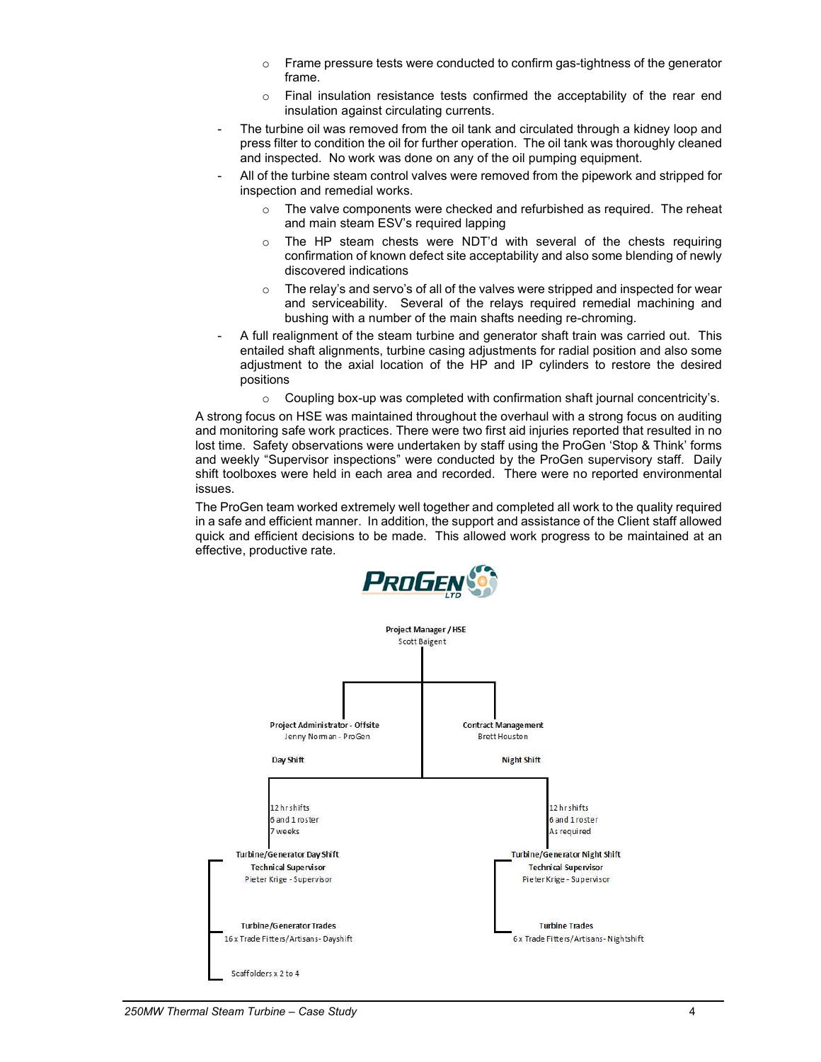- Frame pressure tests were conducted to confirm gas-tightness of the generator frame.
   - Final insulation resistance tests confirmed the acceptability of the rear end insulation against circulating currents.
- The turbine oil was removed from the oil tank and circulated through a kidney loop and press filter to condition the oil for further operation. The oil tank was thoroughly cleaned and inspected. No work was done on any of the oil pumping equipment.
- All of the turbine steam control valves were removed from the pipework and stripped for inspection and remedial works.
   - The valve components were checked and refurbished as required. The reheat and main steam ESV's required lapping
   - The HP steam chests were NDT'd with several of the chests requiring confirmation of known defect site acceptability and also some blending of newly discovered indications
   - The relay's and servo's of all of the valves were stripped and inspected for wear and serviceability. Several of the relays required remedial machining and bushing with a number of the main shafts needing re-chroming.
- A full realignment of the steam turbine and generator shaft train was carried out. This entailed shaft alignments, turbine casing adjustments for radial position and also some adjustment to the axial location of the HP and IP cylinders to restore the desired positions
   - Coupling box-up was completed with confirmation shaft journal concentricity's.

A strong focus on HSE was maintained throughout the overhaul with a strong focus on auditing and monitoring safe work practices. There were two first aid injuries reported that resulted in no lost time. Safety observations were undertaken by staff using the ProGen 'Stop & Think' forms and weekly "Supervisor inspections" were conducted by the ProGen supervisory staff. Daily shift toolboxes were held in each area and recorded. There were no reported environmental issues.

The ProGen team worked extremely well together and completed all work to the quality required in a safe and efficient manner. In addition, the support and assistance of the Client staff allowed quick and efficient decisions to be made. This allowed work progress to be maintained at an effective, productive rate.

PROGEN LTD

**Project Manager / HSE**
Scott Baigent

**Project Administrator - Offsite**
Jenny Norman - ProGen

**Contract Management**
Brett Houston

**Day Shift**
12 hr shifts
6 and 1 roster
7 weeks

**Turbine/Generator Day Shift Technical Supervisor**
Pieter Krige - Supervisor

**Turbine/Generator Trades**
16 x Trade Fitters/Artisans - Dayshift

Scaffolders x 2 to 4

**Night Shift**
12 hr shifts
6 and 1 roster
As required

**Turbine/Generator Night Shift Technical Supervisor**
Pieter Krige - Supervisor

**Turbine Trades**
6 x Trade Fitters/Artisans - Nightshift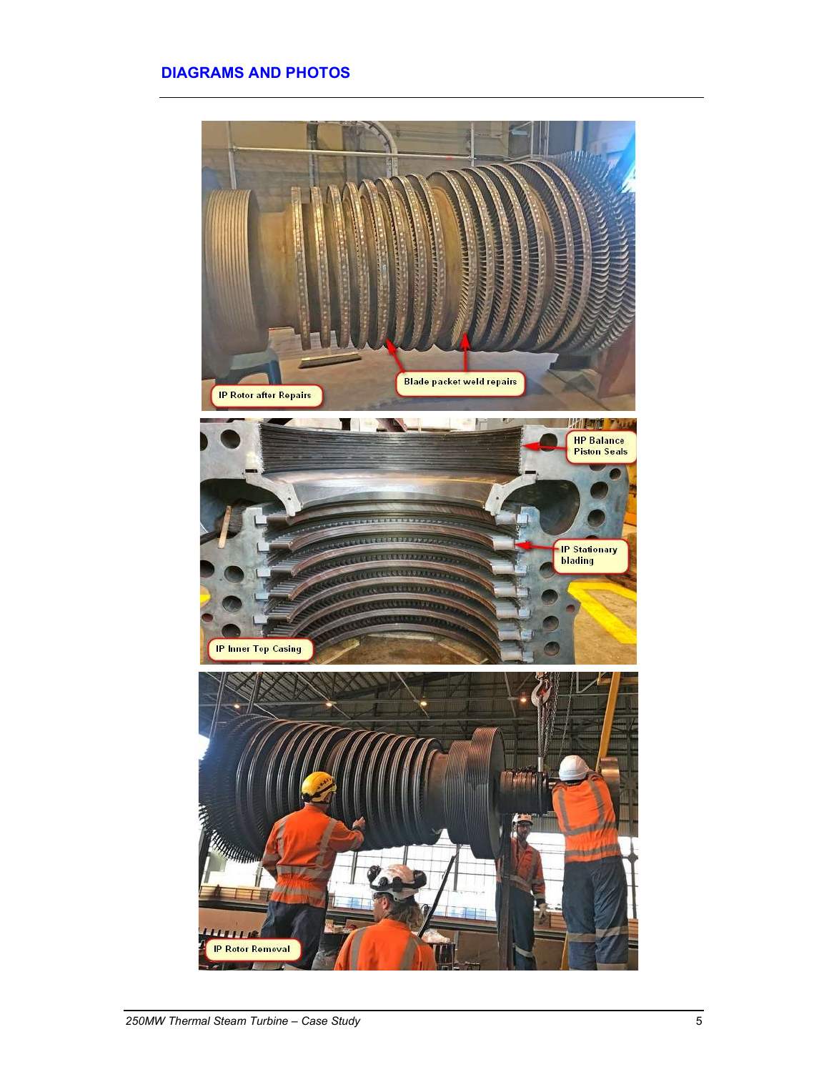## DIAGRAMS AND PHOTOS

IP Rotor after Repairs

Blade packet weld repairs

HP Balance Piston Seals

IP Stationary blading

IP Inner Top Casing

IP Rotor Removal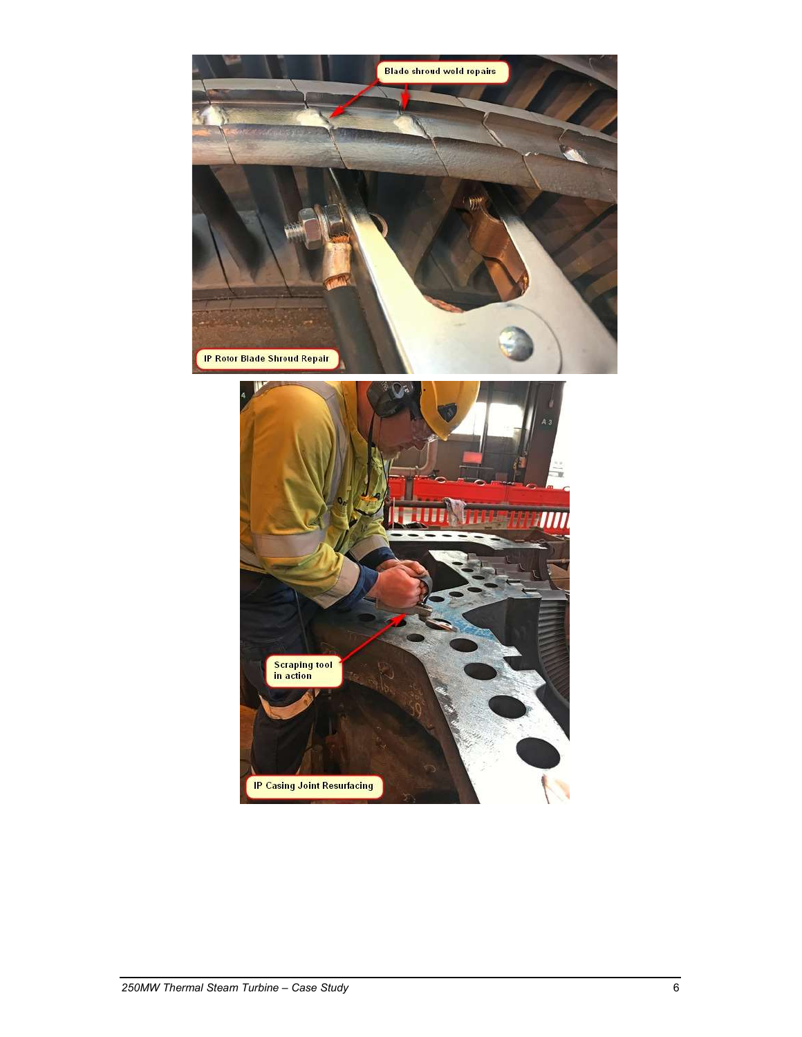Blade shroud weld repairs

IP Rotor Blade Shroud Repair

Scraping tool in action

IP Casing Joint Resurfacing